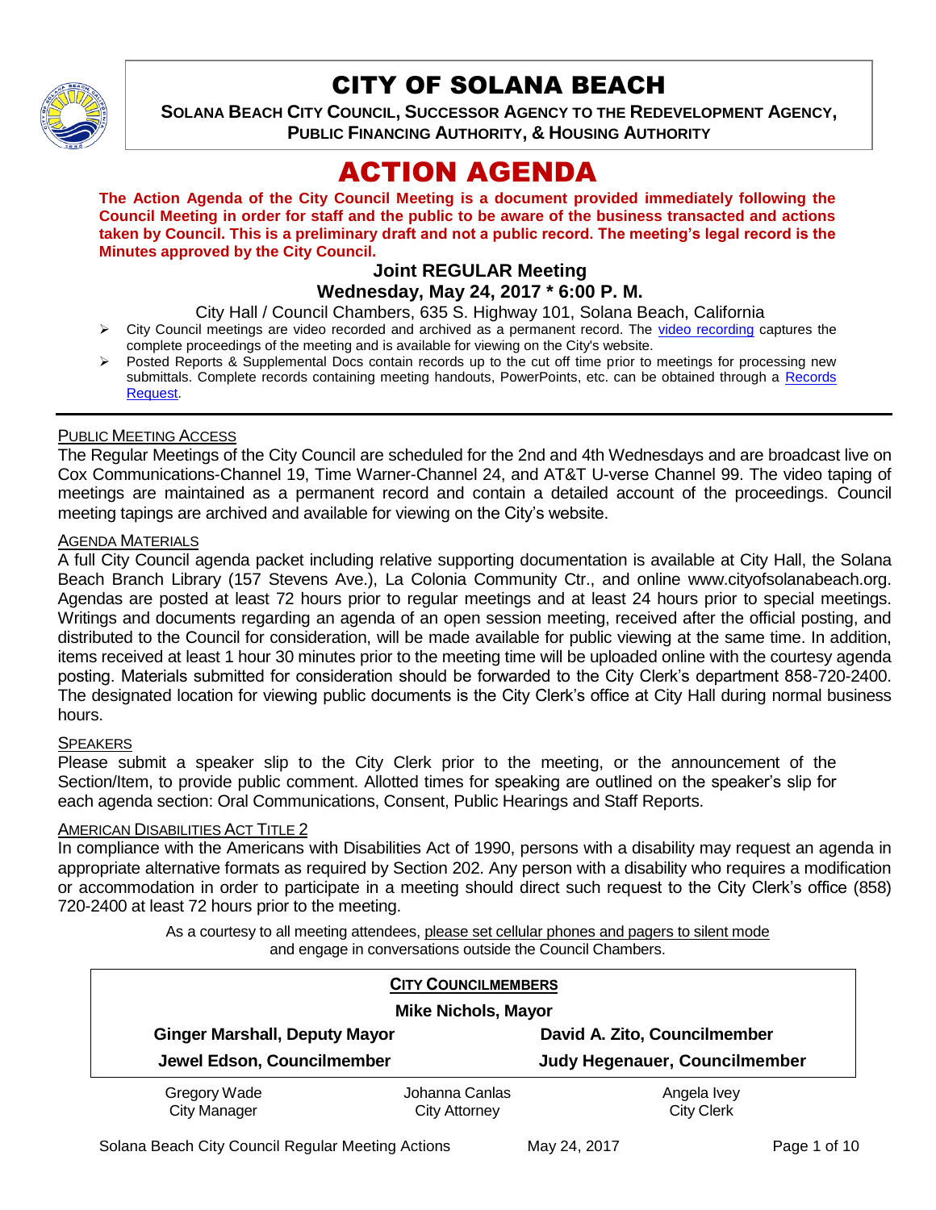# CITY OF SOLANA BEACH

**SOLANA BEACH CITY COUNCIL, SUCCESSOR AGENCY TO THE REDEVELOPMENT AGENCY, PUBLIC FINANCING AUTHORITY, & HOUSING AUTHORITY**

# ACTION AGENDA

**The Action Agenda of the City Council Meeting is a document provided immediately following the Council Meeting in order for staff and the public to be aware of the business transacted and actions taken by Council. This is a preliminary draft and not a public record. The meeting's legal record is the Minutes approved by the City Council.**

## Joint REGULAR Meeting
## Wednesday, May 24, 2017 * 6:00 P. M.

City Hall / Council Chambers, 635 S. Highway 101, Solana Beach, California

- City Council meetings are video recorded and archived as a permanent record. The video recording captures the complete proceedings of the meeting and is available for viewing on the City's website.
- Posted Reports & Supplemental Docs contain records up to the cut off time prior to meetings for processing new submittals. Complete records containing meeting handouts, PowerPoints, etc. can be obtained through a Records Request.

PUBLIC MEETING ACCESS

The Regular Meetings of the City Council are scheduled for the 2nd and 4th Wednesdays and are broadcast live on Cox Communications-Channel 19, Time Warner-Channel 24, and AT&T U-verse Channel 99. The video taping of meetings are maintained as a permanent record and contain a detailed account of the proceedings. Council meeting tapings are archived and available for viewing on the City's website.

AGENDA MATERIALS

A full City Council agenda packet including relative supporting documentation is available at City Hall, the Solana Beach Branch Library (157 Stevens Ave.), La Colonia Community Ctr., and online www.cityofsolanabeach.org. Agendas are posted at least 72 hours prior to regular meetings and at least 24 hours prior to special meetings. Writings and documents regarding an agenda of an open session meeting, received after the official posting, and distributed to the Council for consideration, will be made available for public viewing at the same time. In addition, items received at least 1 hour 30 minutes prior to the meeting time will be uploaded online with the courtesy agenda posting. Materials submitted for consideration should be forwarded to the City Clerk's department 858-720-2400. The designated location for viewing public documents is the City Clerk's office at City Hall during normal business hours.

SPEAKERS

Please submit a speaker slip to the City Clerk prior to the meeting, or the announcement of the Section/Item, to provide public comment. Allotted times for speaking are outlined on the speaker's slip for each agenda section: Oral Communications, Consent, Public Hearings and Staff Reports.

AMERICAN DISABILITIES ACT TITLE 2

In compliance with the Americans with Disabilities Act of 1990, persons with a disability may request an agenda in appropriate alternative formats as required by Section 202. Any person with a disability who requires a modification or accommodation in order to participate in a meeting should direct such request to the City Clerk's office (858) 720-2400 at least 72 hours prior to the meeting.

As a courtesy to all meeting attendees, please set cellular phones and pagers to silent mode and engage in conversations outside the Council Chambers.

**CITY COUNCILMEMBERS**

**Mike Nichols, Mayor**

| | |
|---|---|
| **Ginger Marshall, Deputy Mayor** | **David A. Zito, Councilmember** |
| **Jewel Edson, Councilmember** | **Judy Hegenauer, Councilmember** |

| | | |
|---|---|---|
| Gregory Wade<br>City Manager | Johanna Canlas<br>City Attorney | Angela Ivey<br>City Clerk |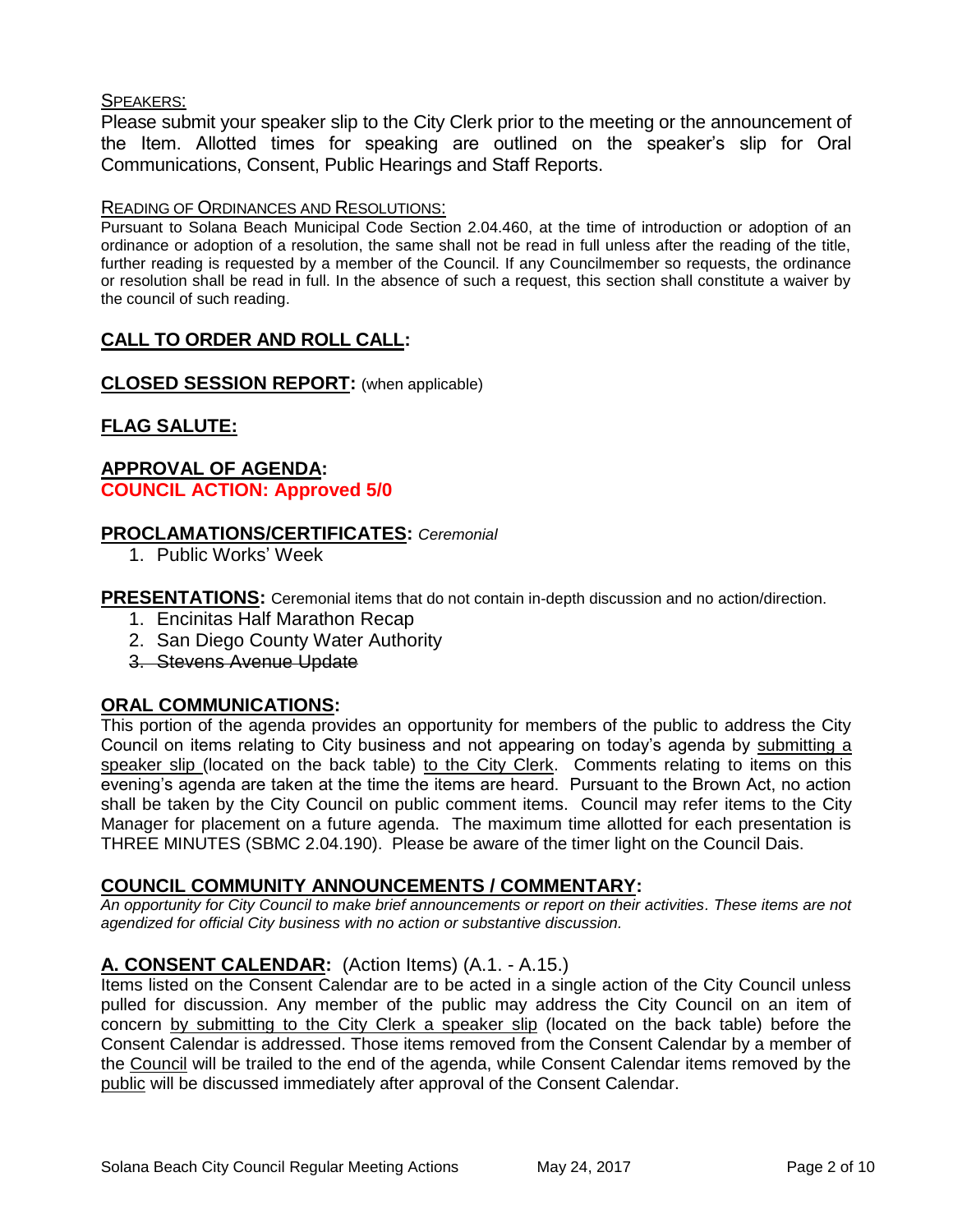SPEAKERS:

Please submit your speaker slip to the City Clerk prior to the meeting or the announcement of the Item. Allotted times for speaking are outlined on the speaker's slip for Oral Communications, Consent, Public Hearings and Staff Reports.

READING OF ORDINANCES AND RESOLUTIONS:

Pursuant to Solana Beach Municipal Code Section 2.04.460, at the time of introduction or adoption of an ordinance or adoption of a resolution, the same shall not be read in full unless after the reading of the title, further reading is requested by a member of the Council. If any Councilmember so requests, the ordinance or resolution shall be read in full. In the absence of such a request, this section shall constitute a waiver by the council of such reading.

## CALL TO ORDER AND ROLL CALL:

## CLOSED SESSION REPORT: (when applicable)

## FLAG SALUTE:

## APPROVAL OF AGENDA:

**COUNCIL ACTION: Approved 5/0**

## PROCLAMATIONS/CERTIFICATES: *Ceremonial*

1. Public Works' Week

## PRESENTATIONS: Ceremonial items that do not contain in-depth discussion and no action/direction.

1. Encinitas Half Marathon Recap
2. San Diego County Water Authority
3. ~~Stevens Avenue Update~~

## ORAL COMMUNICATIONS:

This portion of the agenda provides an opportunity for members of the public to address the City Council on items relating to City business and not appearing on today's agenda by submitting a speaker slip (located on the back table) to the City Clerk. Comments relating to items on this evening's agenda are taken at the time the items are heard. Pursuant to the Brown Act, no action shall be taken by the City Council on public comment items. Council may refer items to the City Manager for placement on a future agenda. The maximum time allotted for each presentation is THREE MINUTES (SBMC 2.04.190). Please be aware of the timer light on the Council Dais.

## COUNCIL COMMUNITY ANNOUNCEMENTS / COMMENTARY:

*An opportunity for City Council to make brief announcements or report on their activities. These items are not agendized for official City business with no action or substantive discussion.*

## A. CONSENT CALENDAR: (Action Items) (A.1. - A.15.)

Items listed on the Consent Calendar are to be acted in a single action of the City Council unless pulled for discussion. Any member of the public may address the City Council on an item of concern by submitting to the City Clerk a speaker slip (located on the back table) before the Consent Calendar is addressed. Those items removed from the Consent Calendar by a member of the Council will be trailed to the end of the agenda, while Consent Calendar items removed by the public will be discussed immediately after approval of the Consent Calendar.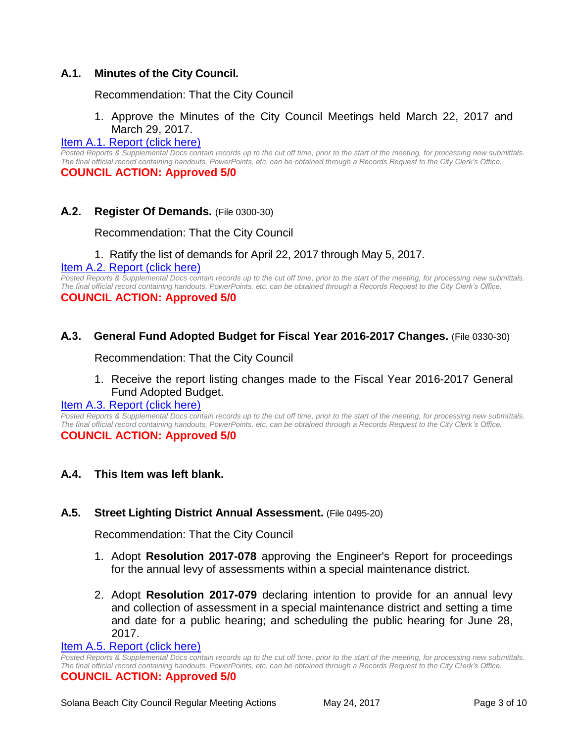### A.1. Minutes of the City Council.

Recommendation: That the City Council

1. Approve the Minutes of the City Council Meetings held March 22, 2017 and March 29, 2017.

Item A.1. Report (click here)

*Posted Reports & Supplemental Docs contain records up to the cut off time, prior to the start of the meeting, for processing new submittals. The final official record containing handouts, PowerPoints, etc. can be obtained through a Records Request to the City Clerk's Office.*

**COUNCIL ACTION: Approved 5/0**

### A.2. Register Of Demands. (File 0300-30)

Recommendation: That the City Council

1. Ratify the list of demands for April 22, 2017 through May 5, 2017.

Item A.2. Report (click here)

*Posted Reports & Supplemental Docs contain records up to the cut off time, prior to the start of the meeting, for processing new submittals. The final official record containing handouts, PowerPoints, etc. can be obtained through a Records Request to the City Clerk's Office.*

**COUNCIL ACTION: Approved 5/0**

### A.3. General Fund Adopted Budget for Fiscal Year 2016-2017 Changes. (File 0330-30)

Recommendation: That the City Council

1. Receive the report listing changes made to the Fiscal Year 2016-2017 General Fund Adopted Budget.

Item A.3. Report (click here)

*Posted Reports & Supplemental Docs contain records up to the cut off time, prior to the start of the meeting, for processing new submittals. The final official record containing handouts, PowerPoints, etc. can be obtained through a Records Request to the City Clerk's Office.*

**COUNCIL ACTION: Approved 5/0**

### A.4. This Item was left blank.

### A.5. Street Lighting District Annual Assessment. (File 0495-20)

Recommendation: That the City Council

1. Adopt **Resolution 2017-078** approving the Engineer's Report for proceedings for the annual levy of assessments within a special maintenance district.

2. Adopt **Resolution 2017-079** declaring intention to provide for an annual levy and collection of assessment in a special maintenance district and setting a time and date for a public hearing; and scheduling the public hearing for June 28, 2017.

Item A.5. Report (click here)

*Posted Reports & Supplemental Docs contain records up to the cut off time, prior to the start of the meeting, for processing new submittals. The final official record containing handouts, PowerPoints, etc. can be obtained through a Records Request to the City Clerk's Office.*

**COUNCIL ACTION: Approved 5/0**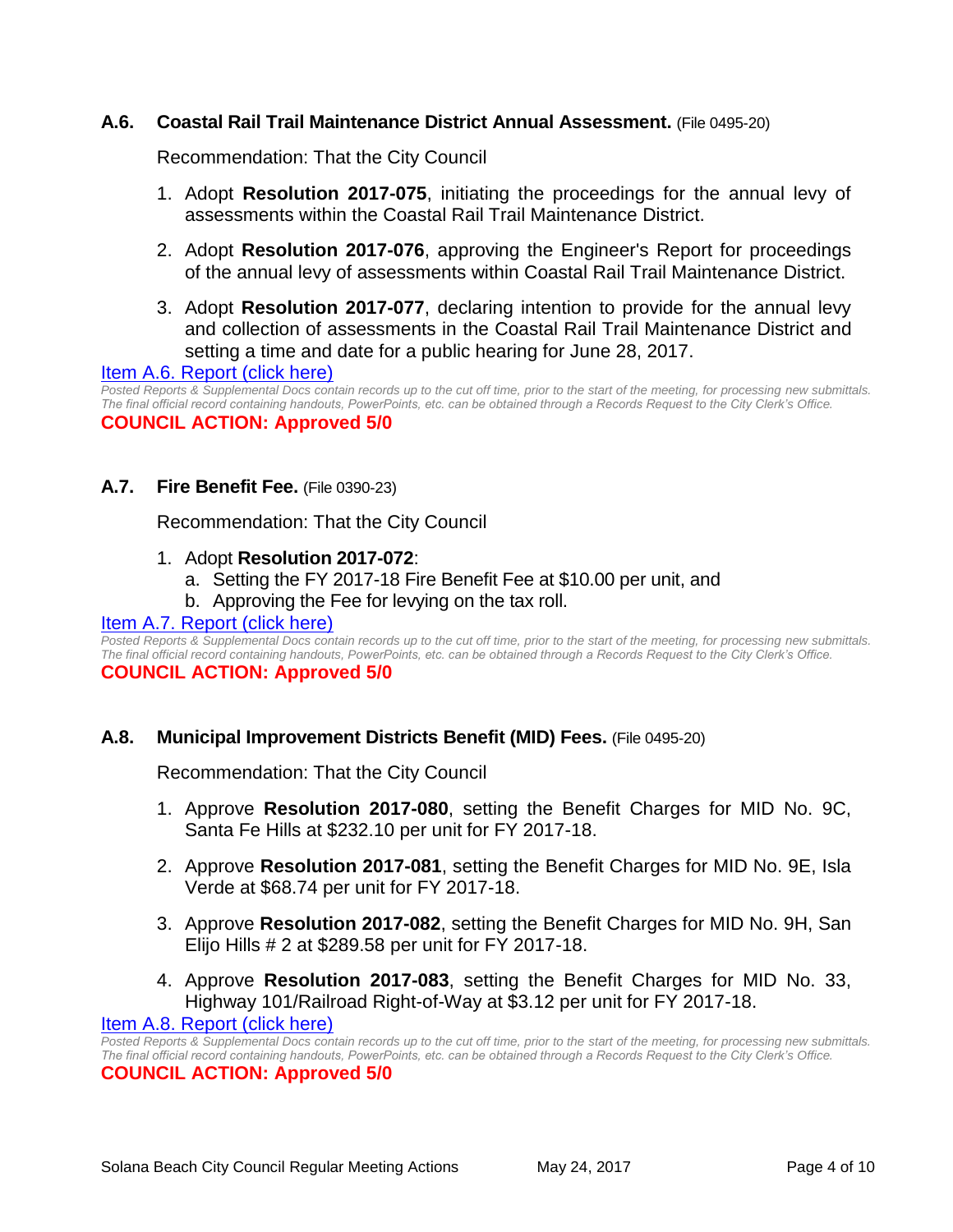### **A.6. Coastal Rail Trail Maintenance District Annual Assessment.** (File 0495-20)

Recommendation: That the City Council

1. Adopt **Resolution 2017-075**, initiating the proceedings for the annual levy of assessments within the Coastal Rail Trail Maintenance District.
2. Adopt **Resolution 2017-076**, approving the Engineer's Report for proceedings of the annual levy of assessments within Coastal Rail Trail Maintenance District.
3. Adopt **Resolution 2017-077**, declaring intention to provide for the annual levy and collection of assessments in the Coastal Rail Trail Maintenance District and setting a time and date for a public hearing for June 28, 2017.

Item A.6. Report (click here)

*Posted Reports & Supplemental Docs contain records up to the cut off time, prior to the start of the meeting, for processing new submittals. The final official record containing handouts, PowerPoints, etc. can be obtained through a Records Request to the City Clerk's Office.*

**COUNCIL ACTION: Approved 5/0**

### **A.7. Fire Benefit Fee.** (File 0390-23)

Recommendation: That the City Council

1. Adopt **Resolution 2017-072**:
   a. Setting the FY 2017-18 Fire Benefit Fee at $10.00 per unit, and
   b. Approving the Fee for levying on the tax roll.

Item A.7. Report (click here)

*Posted Reports & Supplemental Docs contain records up to the cut off time, prior to the start of the meeting, for processing new submittals. The final official record containing handouts, PowerPoints, etc. can be obtained through a Records Request to the City Clerk's Office.*

**COUNCIL ACTION: Approved 5/0**

### **A.8. Municipal Improvement Districts Benefit (MID) Fees.** (File 0495-20)

Recommendation: That the City Council

1. Approve **Resolution 2017-080**, setting the Benefit Charges for MID No. 9C, Santa Fe Hills at $232.10 per unit for FY 2017-18.
2. Approve **Resolution 2017-081**, setting the Benefit Charges for MID No. 9E, Isla Verde at $68.74 per unit for FY 2017-18.
3. Approve **Resolution 2017-082**, setting the Benefit Charges for MID No. 9H, San Elijo Hills # 2 at $289.58 per unit for FY 2017-18.
4. Approve **Resolution 2017-083**, setting the Benefit Charges for MID No. 33, Highway 101/Railroad Right-of-Way at $3.12 per unit for FY 2017-18.

Item A.8. Report (click here)

*Posted Reports & Supplemental Docs contain records up to the cut off time, prior to the start of the meeting, for processing new submittals. The final official record containing handouts, PowerPoints, etc. can be obtained through a Records Request to the City Clerk's Office.*

**COUNCIL ACTION: Approved 5/0**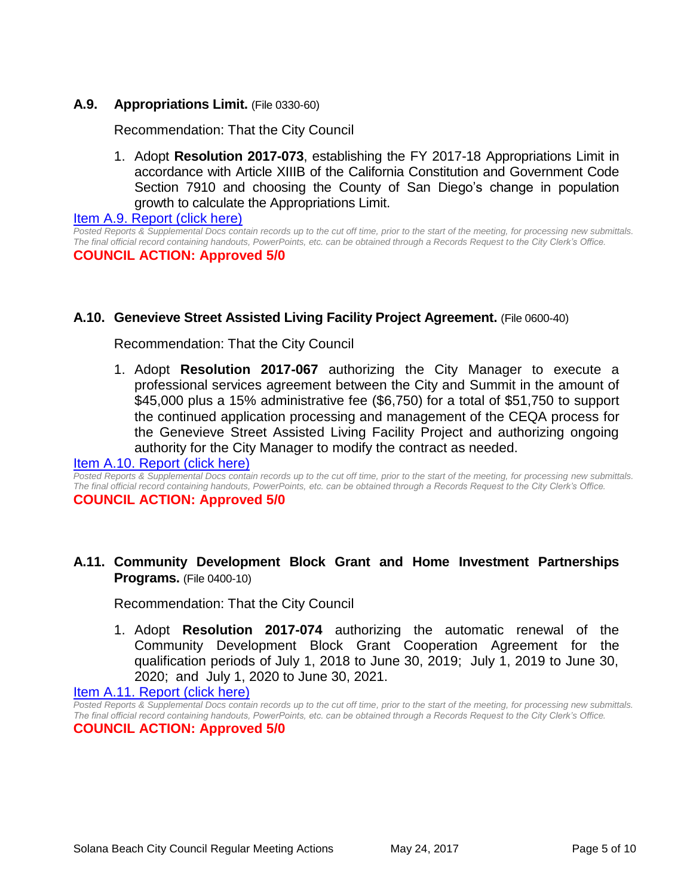### A.9. Appropriations Limit. (File 0330-60)

Recommendation: That the City Council

1. Adopt **Resolution 2017-073**, establishing the FY 2017-18 Appropriations Limit in accordance with Article XIIIB of the California Constitution and Government Code Section 7910 and choosing the County of San Diego's change in population growth to calculate the Appropriations Limit.

Item A.9. Report (click here)

*Posted Reports & Supplemental Docs contain records up to the cut off time, prior to the start of the meeting, for processing new submittals. The final official record containing handouts, PowerPoints, etc. can be obtained through a Records Request to the City Clerk's Office.*

**COUNCIL ACTION: Approved 5/0**

### A.10. Genevieve Street Assisted Living Facility Project Agreement. (File 0600-40)

Recommendation: That the City Council

1. Adopt **Resolution 2017-067** authorizing the City Manager to execute a professional services agreement between the City and Summit in the amount of $45,000 plus a 15% administrative fee ($6,750) for a total of $51,750 to support the continued application processing and management of the CEQA process for the Genevieve Street Assisted Living Facility Project and authorizing ongoing authority for the City Manager to modify the contract as needed.

Item A.10. Report (click here)

*Posted Reports & Supplemental Docs contain records up to the cut off time, prior to the start of the meeting, for processing new submittals. The final official record containing handouts, PowerPoints, etc. can be obtained through a Records Request to the City Clerk's Office.*

**COUNCIL ACTION: Approved 5/0**

### A.11. Community Development Block Grant and Home Investment Partnerships Programs. (File 0400-10)

Recommendation: That the City Council

1. Adopt **Resolution 2017-074** authorizing the automatic renewal of the Community Development Block Grant Cooperation Agreement for the qualification periods of July 1, 2018 to June 30, 2019; July 1, 2019 to June 30, 2020; and July 1, 2020 to June 30, 2021.

Item A.11. Report (click here)

*Posted Reports & Supplemental Docs contain records up to the cut off time, prior to the start of the meeting, for processing new submittals. The final official record containing handouts, PowerPoints, etc. can be obtained through a Records Request to the City Clerk's Office.*

**COUNCIL ACTION: Approved 5/0**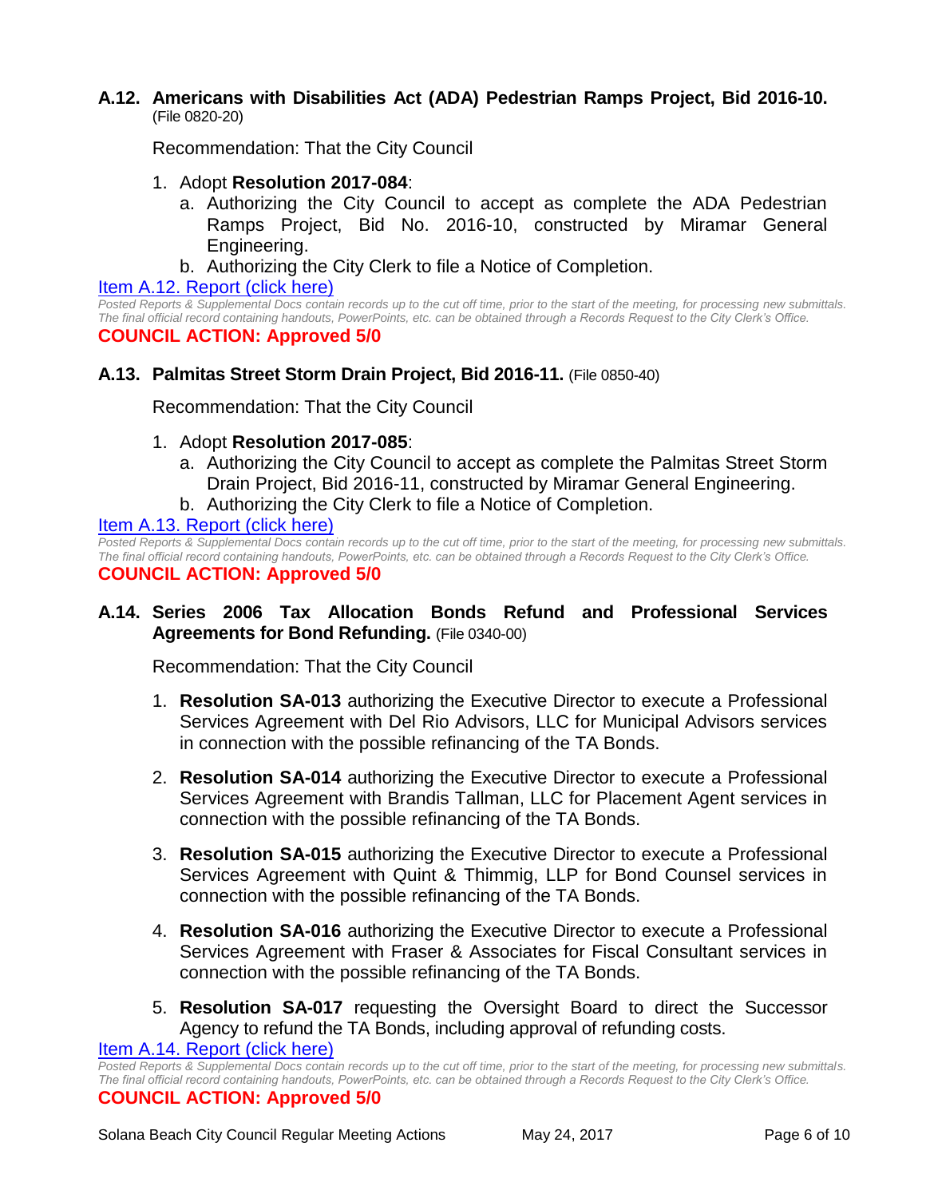**A.12. Americans with Disabilities Act (ADA) Pedestrian Ramps Project, Bid 2016-10.** (File 0820-20)

Recommendation: That the City Council

1. Adopt **Resolution 2017-084**:
   a. Authorizing the City Council to accept as complete the ADA Pedestrian Ramps Project, Bid No. 2016-10, constructed by Miramar General Engineering.
   b. Authorizing the City Clerk to file a Notice of Completion.

Item A.12. Report (click here)

*Posted Reports & Supplemental Docs contain records up to the cut off time, prior to the start of the meeting, for processing new submittals. The final official record containing handouts, PowerPoints, etc. can be obtained through a Records Request to the City Clerk's Office.*

**COUNCIL ACTION: Approved 5/0**

**A.13. Palmitas Street Storm Drain Project, Bid 2016-11.** (File 0850-40)

Recommendation: That the City Council

1. Adopt **Resolution 2017-085**:
   a. Authorizing the City Council to accept as complete the Palmitas Street Storm Drain Project, Bid 2016-11, constructed by Miramar General Engineering.
   b. Authorizing the City Clerk to file a Notice of Completion.

Item A.13. Report (click here)

*Posted Reports & Supplemental Docs contain records up to the cut off time, prior to the start of the meeting, for processing new submittals. The final official record containing handouts, PowerPoints, etc. can be obtained through a Records Request to the City Clerk's Office.*

**COUNCIL ACTION: Approved 5/0**

**A.14. Series 2006 Tax Allocation Bonds Refund and Professional Services Agreements for Bond Refunding.** (File 0340-00)

Recommendation: That the City Council

1. **Resolution SA-013** authorizing the Executive Director to execute a Professional Services Agreement with Del Rio Advisors, LLC for Municipal Advisors services in connection with the possible refinancing of the TA Bonds.

2. **Resolution SA-014** authorizing the Executive Director to execute a Professional Services Agreement with Brandis Tallman, LLC for Placement Agent services in connection with the possible refinancing of the TA Bonds.

3. **Resolution SA-015** authorizing the Executive Director to execute a Professional Services Agreement with Quint & Thimmig, LLP for Bond Counsel services in connection with the possible refinancing of the TA Bonds.

4. **Resolution SA-016** authorizing the Executive Director to execute a Professional Services Agreement with Fraser & Associates for Fiscal Consultant services in connection with the possible refinancing of the TA Bonds.

5. **Resolution SA-017** requesting the Oversight Board to direct the Successor Agency to refund the TA Bonds, including approval of refunding costs.

Item A.14. Report (click here)

*Posted Reports & Supplemental Docs contain records up to the cut off time, prior to the start of the meeting, for processing new submittals. The final official record containing handouts, PowerPoints, etc. can be obtained through a Records Request to the City Clerk's Office.*

**COUNCIL ACTION: Approved 5/0**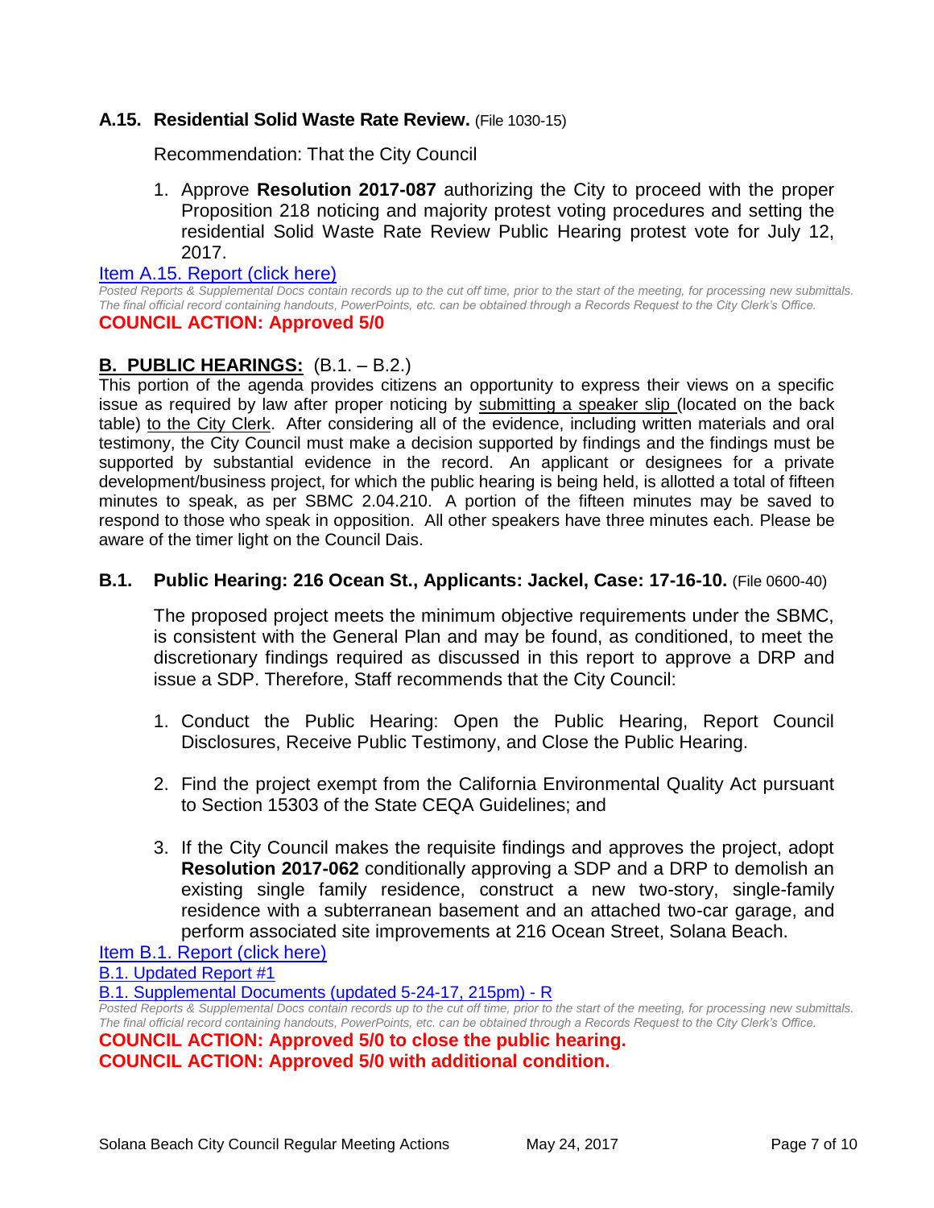### A.15. Residential Solid Waste Rate Review. (File 1030-15)

Recommendation: That the City Council

1. Approve **Resolution 2017-087** authorizing the City to proceed with the proper Proposition 218 noticing and majority protest voting procedures and setting the residential Solid Waste Rate Review Public Hearing protest vote for July 12, 2017.

Item A.15. Report (click here)

*Posted Reports & Supplemental Docs contain records up to the cut off time, prior to the start of the meeting, for processing new submittals. The final official record containing handouts, PowerPoints, etc. can be obtained through a Records Request to the City Clerk's Office.*

**COUNCIL ACTION: Approved 5/0**

## B. PUBLIC HEARINGS: (B.1. – B.2.)

This portion of the agenda provides citizens an opportunity to express their views on a specific issue as required by law after proper noticing by submitting a speaker slip (located on the back table) to the City Clerk. After considering all of the evidence, including written materials and oral testimony, the City Council must make a decision supported by findings and the findings must be supported by substantial evidence in the record. An applicant or designees for a private development/business project, for which the public hearing is being held, is allotted a total of fifteen minutes to speak, as per SBMC 2.04.210. A portion of the fifteen minutes may be saved to respond to those who speak in opposition. All other speakers have three minutes each. Please be aware of the timer light on the Council Dais.

### B.1. Public Hearing: 216 Ocean St., Applicants: Jackel, Case: 17-16-10. (File 0600-40)

The proposed project meets the minimum objective requirements under the SBMC, is consistent with the General Plan and may be found, as conditioned, to meet the discretionary findings required as discussed in this report to approve a DRP and issue a SDP. Therefore, Staff recommends that the City Council:

1. Conduct the Public Hearing: Open the Public Hearing, Report Council Disclosures, Receive Public Testimony, and Close the Public Hearing.

2. Find the project exempt from the California Environmental Quality Act pursuant to Section 15303 of the State CEQA Guidelines; and

3. If the City Council makes the requisite findings and approves the project, adopt **Resolution 2017-062** conditionally approving a SDP and a DRP to demolish an existing single family residence, construct a new two-story, single-family residence with a subterranean basement and an attached two-car garage, and perform associated site improvements at 216 Ocean Street, Solana Beach.

Item B.1. Report (click here)

B.1. Updated Report #1

B.1. Supplemental Documents (updated 5-24-17, 215pm) - R

*Posted Reports & Supplemental Docs contain records up to the cut off time, prior to the start of the meeting, for processing new submittals. The final official record containing handouts, PowerPoints, etc. can be obtained through a Records Request to the City Clerk's Office.*

**COUNCIL ACTION: Approved 5/0 to close the public hearing.**
**COUNCIL ACTION: Approved 5/0 with additional condition.**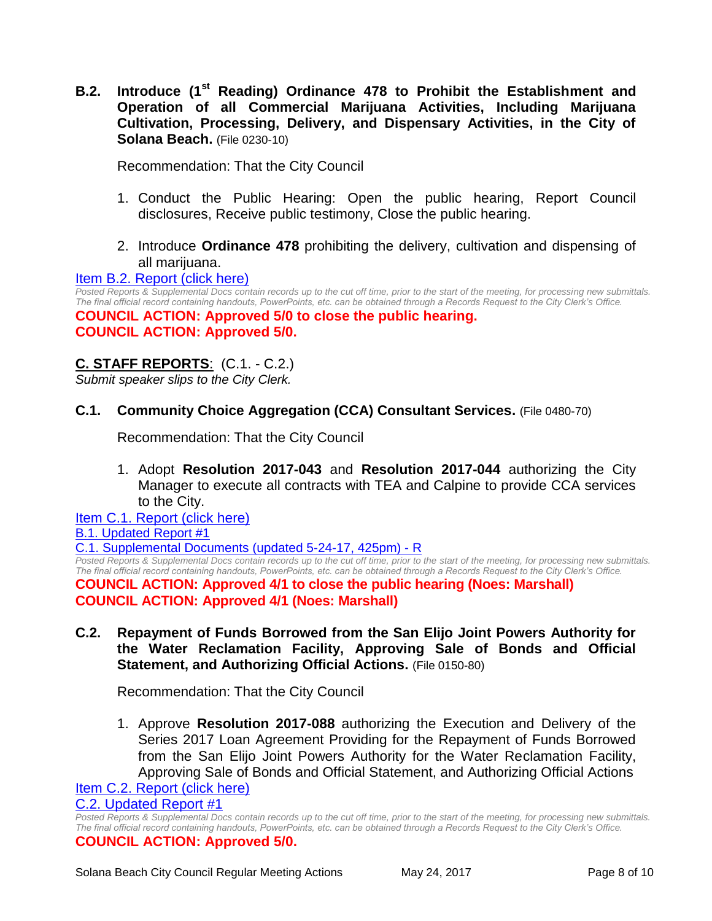**B.2. Introduce (1st Reading) Ordinance 478 to Prohibit the Establishment and Operation of all Commercial Marijuana Activities, Including Marijuana Cultivation, Processing, Delivery, and Dispensary Activities, in the City of Solana Beach.** (File 0230-10)

Recommendation: That the City Council

1. Conduct the Public Hearing: Open the public hearing, Report Council disclosures, Receive public testimony, Close the public hearing.

2. Introduce **Ordinance 478** prohibiting the delivery, cultivation and dispensing of all marijuana.

[Item B.2. Report (click here)]

*Posted Reports & Supplemental Docs contain records up to the cut off time, prior to the start of the meeting, for processing new submittals. The final official record containing handouts, PowerPoints, etc. can be obtained through a Records Request to the City Clerk's Office.*

**COUNCIL ACTION: Approved 5/0 to close the public hearing.**
**COUNCIL ACTION: Approved 5/0.**

## C. STAFF REPORTS: (C.1. - C.2.)

*Submit speaker slips to the City Clerk.*

**C.1. Community Choice Aggregation (CCA) Consultant Services.** (File 0480-70)

Recommendation: That the City Council

1. Adopt **Resolution 2017-043** and **Resolution 2017-044** authorizing the City Manager to execute all contracts with TEA and Calpine to provide CCA services to the City.

[Item C.1. Report (click here)]
[B.1. Updated Report #1]
[C.1. Supplemental Documents (updated 5-24-17, 425pm) - R]

*Posted Reports & Supplemental Docs contain records up to the cut off time, prior to the start of the meeting, for processing new submittals. The final official record containing handouts, PowerPoints, etc. can be obtained through a Records Request to the City Clerk's Office.*

**COUNCIL ACTION: Approved 4/1 to close the public hearing (Noes: Marshall)**
**COUNCIL ACTION: Approved 4/1 (Noes: Marshall)**

**C.2. Repayment of Funds Borrowed from the San Elijo Joint Powers Authority for the Water Reclamation Facility, Approving Sale of Bonds and Official Statement, and Authorizing Official Actions.** (File 0150-80)

Recommendation: That the City Council

1. Approve **Resolution 2017-088** authorizing the Execution and Delivery of the Series 2017 Loan Agreement Providing for the Repayment of Funds Borrowed from the San Elijo Joint Powers Authority for the Water Reclamation Facility, Approving Sale of Bonds and Official Statement, and Authorizing Official Actions

[Item C.2. Report (click here)]
[C.2. Updated Report #1]

*Posted Reports & Supplemental Docs contain records up to the cut off time, prior to the start of the meeting, for processing new submittals. The final official record containing handouts, PowerPoints, etc. can be obtained through a Records Request to the City Clerk's Office.*

**COUNCIL ACTION: Approved 5/0.**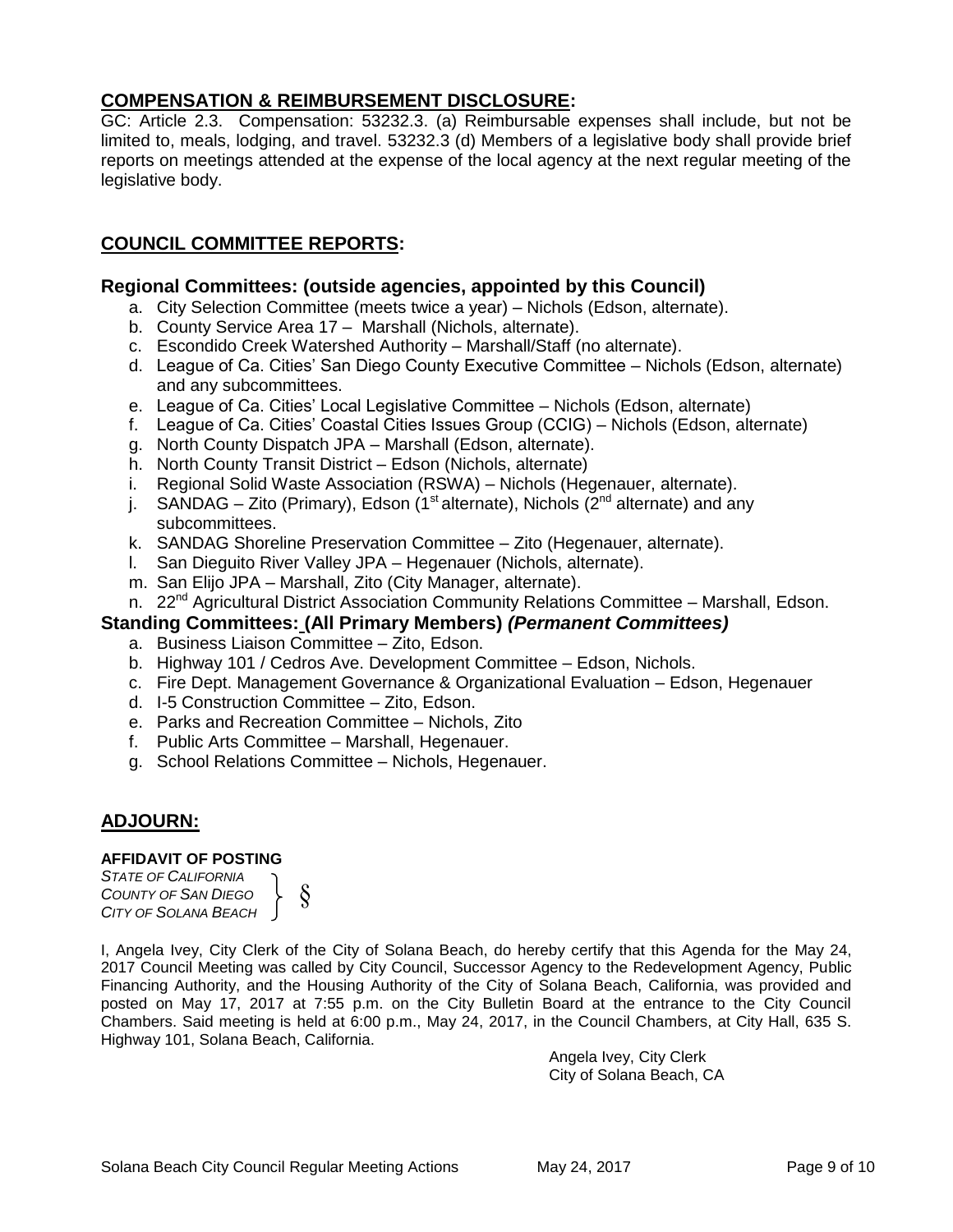## COMPENSATION & REIMBURSEMENT DISCLOSURE:

GC: Article 2.3. Compensation: 53232.3. (a) Reimbursable expenses shall include, but not be limited to, meals, lodging, and travel. 53232.3 (d) Members of a legislative body shall provide brief reports on meetings attended at the expense of the local agency at the next regular meeting of the legislative body.

## COUNCIL COMMITTEE REPORTS:

### Regional Committees: (outside agencies, appointed by this Council)

a. City Selection Committee (meets twice a year) – Nichols (Edson, alternate).
b. County Service Area 17 – Marshall (Nichols, alternate).
c. Escondido Creek Watershed Authority – Marshall/Staff (no alternate).
d. League of Ca. Cities' San Diego County Executive Committee – Nichols (Edson, alternate) and any subcommittees.
e. League of Ca. Cities' Local Legislative Committee – Nichols (Edson, alternate)
f. League of Ca. Cities' Coastal Cities Issues Group (CCIG) – Nichols (Edson, alternate)
g. North County Dispatch JPA – Marshall (Edson, alternate).
h. North County Transit District – Edson (Nichols, alternate)
i. Regional Solid Waste Association (RSWA) – Nichols (Hegenauer, alternate).
j. SANDAG – Zito (Primary), Edson (1st alternate), Nichols (2nd alternate) and any subcommittees.
k. SANDAG Shoreline Preservation Committee – Zito (Hegenauer, alternate).
l. San Dieguito River Valley JPA – Hegenauer (Nichols, alternate).
m. San Elijo JPA – Marshall, Zito (City Manager, alternate).
n. 22nd Agricultural District Association Community Relations Committee – Marshall, Edson.

### Standing Committees: (All Primary Members) *(Permanent Committees)*

a. Business Liaison Committee – Zito, Edson.
b. Highway 101 / Cedros Ave. Development Committee – Edson, Nichols.
c. Fire Dept. Management Governance & Organizational Evaluation – Edson, Hegenauer
d. I-5 Construction Committee – Zito, Edson.
e. Parks and Recreation Committee – Nichols, Zito
f. Public Arts Committee – Marshall, Hegenauer.
g. School Relations Committee – Nichols, Hegenauer.

## ADJOURN:

**AFFIDAVIT OF POSTING**

*STATE OF CALIFORNIA*
*COUNTY OF SAN DIEGO* §
*CITY OF SOLANA BEACH*

I, Angela Ivey, City Clerk of the City of Solana Beach, do hereby certify that this Agenda for the May 24, 2017 Council Meeting was called by City Council, Successor Agency to the Redevelopment Agency, Public Financing Authority, and the Housing Authority of the City of Solana Beach, California, was provided and posted on May 17, 2017 at 7:55 p.m. on the City Bulletin Board at the entrance to the City Council Chambers. Said meeting is held at 6:00 p.m., May 24, 2017, in the Council Chambers, at City Hall, 635 S. Highway 101, Solana Beach, California.

Angela Ivey, City Clerk
City of Solana Beach, CA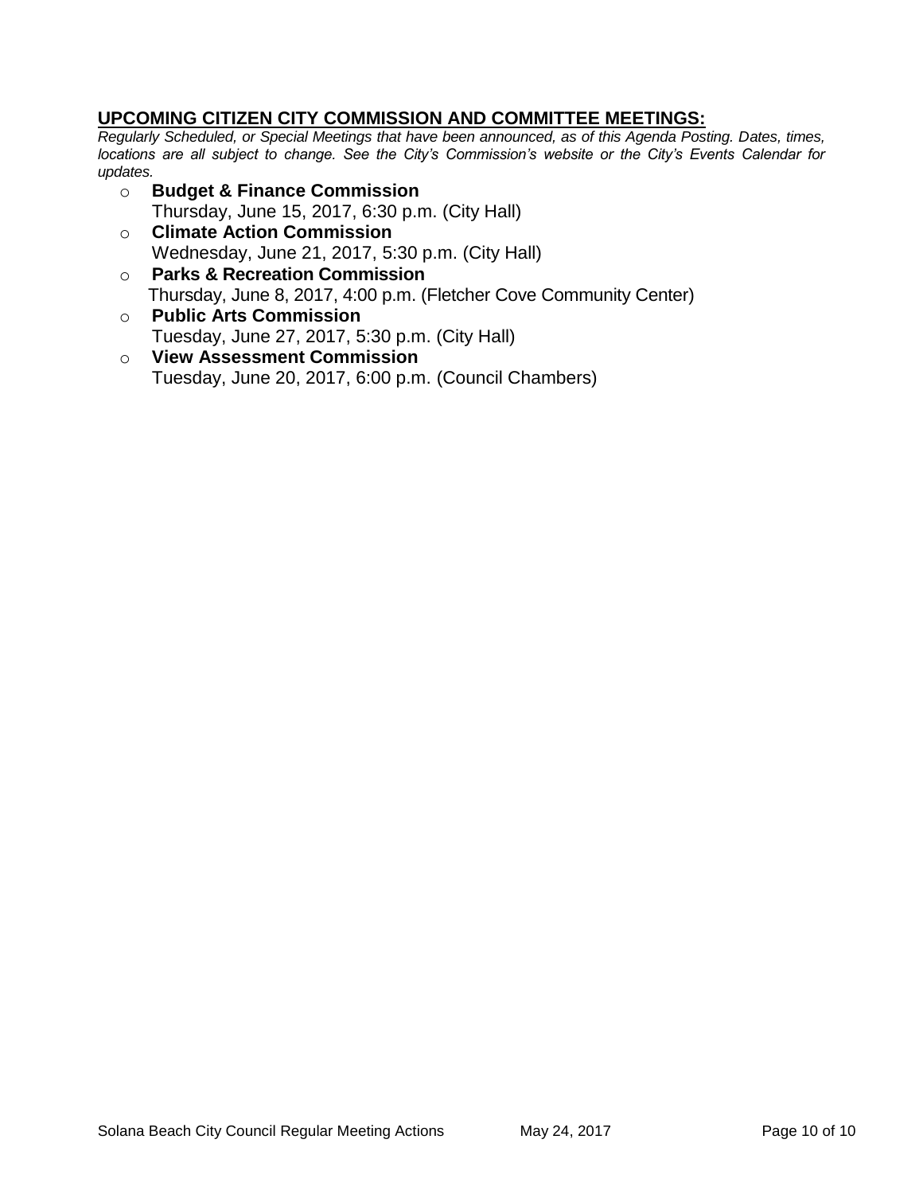## UPCOMING CITIZEN CITY COMMISSION AND COMMITTEE MEETINGS:

*Regularly Scheduled, or Special Meetings that have been announced, as of this Agenda Posting. Dates, times, locations are all subject to change. See the City's Commission's website or the City's Events Calendar for updates.*

- **Budget & Finance Commission**
  Thursday, June 15, 2017, 6:30 p.m. (City Hall)
- **Climate Action Commission**
  Wednesday, June 21, 2017, 5:30 p.m. (City Hall)
- **Parks & Recreation Commission**
  Thursday, June 8, 2017, 4:00 p.m. (Fletcher Cove Community Center)
- **Public Arts Commission**
  Tuesday, June 27, 2017, 5:30 p.m. (City Hall)
- **View Assessment Commission**
  Tuesday, June 20, 2017, 6:00 p.m. (Council Chambers)